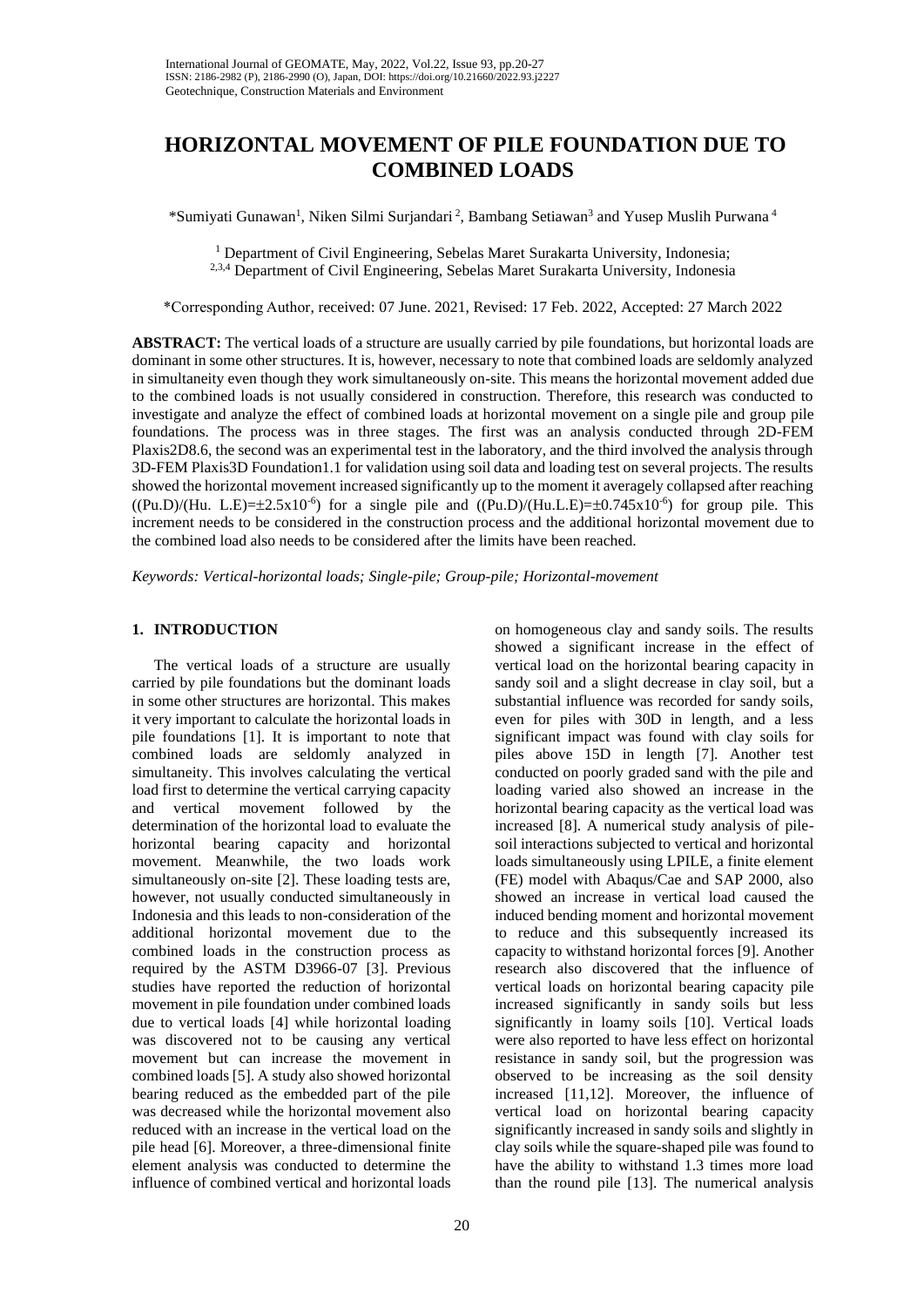# HORIZONTAL MOVEMENT OF PILE FOUNDATION DUE TO COMBINED LOADS

*Sumiyati Gunawan[1], Niken Silmi Surjandari[2], Bambang Setiawan[3] and Yusep Muslih Purwana[4]

[1] Department of Civil Engineering, Sebelas Maret Surakarta University, Indonesia;
[2,3,4] Department of Civil Engineering, Sebelas Maret Surakarta University, Indonesia

*Corresponding Author, received: 07 June. 2021, Revised: 17 Feb. 2022, Accepted: 27 March 2022

**ABSTRACT:** The vertical loads of a structure are usually carried by pile foundations, but horizontal loads are dominant in some other structures. It is, however, necessary to note that combined loads are seldomly analyzed in simultaneity even though they work simultaneously on-site. This means the horizontal movement added due to the combined loads is not usually considered in construction. Therefore, this research was conducted to investigate and analyze the effect of combined loads at horizontal movement on a single pile and group pile foundations. The process was in three stages. The first was an analysis conducted through 2D-FEM Plaxis2D8.6, the second was an experimental test in the laboratory, and the third involved the analysis through 3D-FEM Plaxis3D Foundation1.1 for validation using soil data and loading test on several projects. The results showed the horizontal movement increased significantly up to the moment it averagely collapsed after reaching $((Pu.D)/(Hu.\ L.E)=\pm 2.5\times10^{-6})$ for a single pile and $((Pu.D)/(Hu.L.E)=\pm 0.745\times10^{-6})$ for group pile. This increment needs to be considered in the construction process and the additional horizontal movement due to the combined load also needs to be considered after the limits have been reached.

*Keywords: Vertical-horizontal loads; Single-pile; Group-pile; Horizontal-movement*

## 1. INTRODUCTION

The vertical loads of a structure are usually carried by pile foundations but the dominant loads in some other structures are horizontal. This makes it very important to calculate the horizontal loads in pile foundations [1]. It is important to note that combined loads are seldomly analyzed in simultaneity. This involves calculating the vertical load first to determine the vertical carrying capacity and vertical movement followed by the determination of the horizontal load to evaluate the horizontal bearing capacity and horizontal movement. Meanwhile, the two loads work simultaneously on-site [2]. These loading tests are, however, not usually conducted simultaneously in Indonesia and this leads to non-consideration of the additional horizontal movement due to the combined loads in the construction process as required by the ASTM D3966-07 [3]. Previous studies have reported the reduction of horizontal movement in pile foundation under combined loads due to vertical loads [4] while horizontal loading was discovered not to be causing any vertical movement but can increase the movement in combined loads [5]. A study also showed horizontal bearing reduced as the embedded part of the pile was decreased while the horizontal movement also reduced with an increase in the vertical load on the pile head [6]. Moreover, a three-dimensional finite element analysis was conducted to determine the influence of combined vertical and horizontal loads on homogeneous clay and sandy soils. The results showed a significant increase in the effect of vertical load on the horizontal bearing capacity in sandy soil and a slight decrease in clay soil, but a substantial influence was recorded for sandy soils, even for piles with 30D in length, and a less significant impact was found with clay soils for piles above 15D in length [7]. Another test conducted on poorly graded sand with the pile and loading varied also showed an increase in the horizontal bearing capacity as the vertical load was increased [8]. A numerical study analysis of pile-soil interactions subjected to vertical and horizontal loads simultaneously using LPILE, a finite element (FE) model with Abaqus/Cae and SAP 2000, also showed an increase in vertical load caused the induced bending moment and horizontal movement to reduce and this subsequently increased its capacity to withstand horizontal forces [9]. Another research also discovered that the influence of vertical loads on horizontal bearing capacity pile increased significantly in sandy soils but less significantly in loamy soils [10]. Vertical loads were also reported to have less effect on horizontal resistance in sandy soil, but the progression was observed to be increasing as the soil density increased [11,12]. Moreover, the influence of vertical load on horizontal bearing capacity significantly increased in sandy soils and slightly in clay soils while the square-shaped pile was found to have the ability to withstand 1.3 times more load than the round pile [13]. The numerical analysis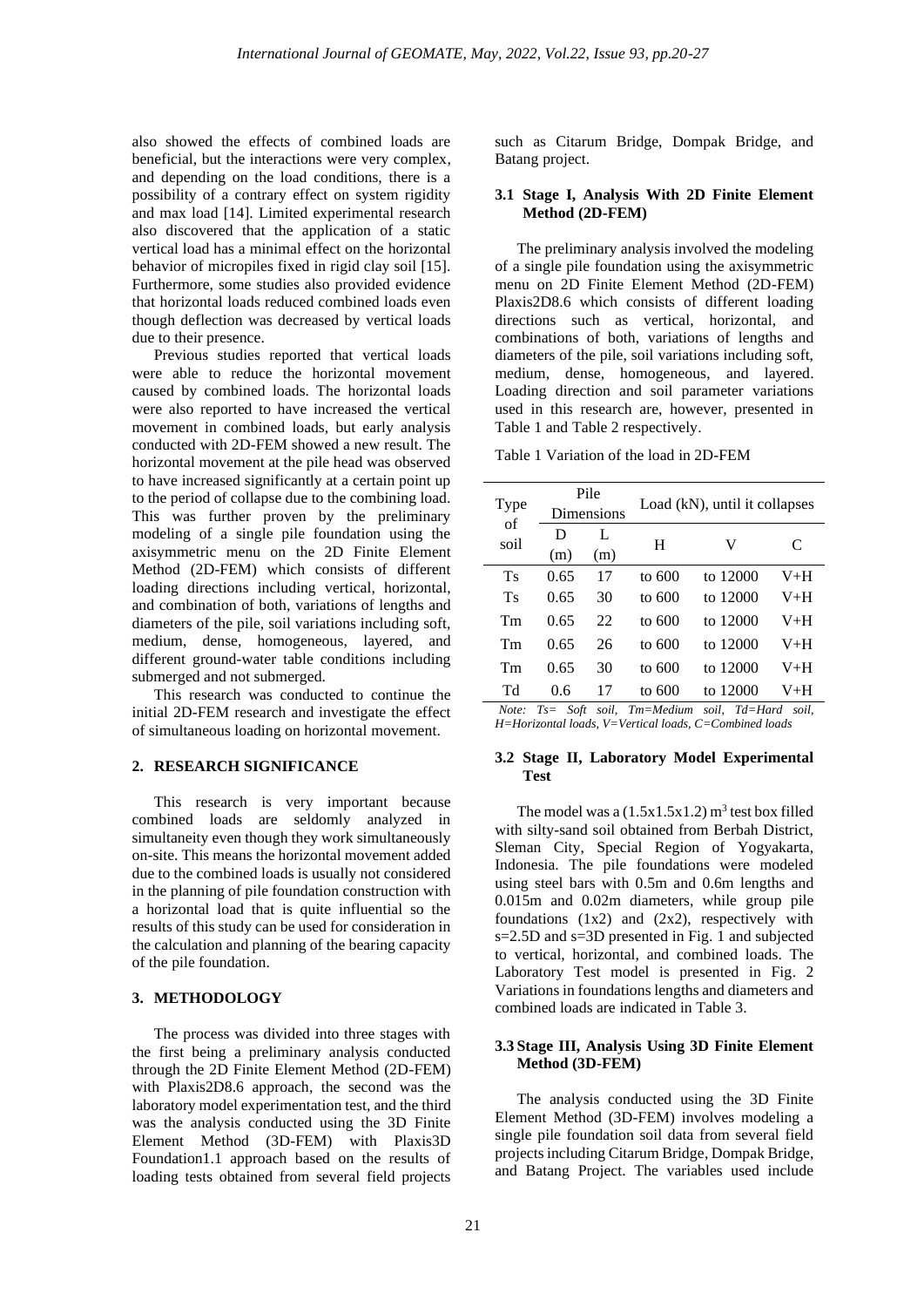also showed the effects of combined loads are beneficial, but the interactions were very complex, and depending on the load conditions, there is a possibility of a contrary effect on system rigidity and max load [14]. Limited experimental research also discovered that the application of a static vertical load has a minimal effect on the horizontal behavior of micropiles fixed in rigid clay soil [15]. Furthermore, some studies also provided evidence that horizontal loads reduced combined loads even though deflection was decreased by vertical loads due to their presence.

Previous studies reported that vertical loads were able to reduce the horizontal movement caused by combined loads. The horizontal loads were also reported to have increased the vertical movement in combined loads, but early analysis conducted with 2D-FEM showed a new result. The horizontal movement at the pile head was observed to have increased significantly at a certain point up to the period of collapse due to the combining load. This was further proven by the preliminary modeling of a single pile foundation using the axisymmetric menu on the 2D Finite Element Method (2D-FEM) which consists of different loading directions including vertical, horizontal, and combination of both, variations of lengths and diameters of the pile, soil variations including soft, medium, dense, homogeneous, layered, and different ground-water table conditions including submerged and not submerged.

This research was conducted to continue the initial 2D-FEM research and investigate the effect of simultaneous loading on horizontal movement.

## 2. RESEARCH SIGNIFICANCE

This research is very important because combined loads are seldomly analyzed in simultaneity even though they work simultaneously on-site. This means the horizontal movement added due to the combined loads is usually not considered in the planning of pile foundation construction with a horizontal load that is quite influential so the results of this study can be used for consideration in the calculation and planning of the bearing capacity of the pile foundation.

## 3. METHODOLOGY

The process was divided into three stages with the first being a preliminary analysis conducted through the 2D Finite Element Method (2D-FEM) with Plaxis2D8.6 approach, the second was the laboratory model experimentation test, and the third was the analysis conducted using the 3D Finite Element Method (3D-FEM) with Plaxis3D Foundation1.1 approach based on the results of loading tests obtained from several field projects such as Citarum Bridge, Dompak Bridge, and Batang project.

### 3.1 Stage I, Analysis With 2D Finite Element Method (2D-FEM)

The preliminary analysis involved the modeling of a single pile foundation using the axisymmetric menu on 2D Finite Element Method (2D-FEM) Plaxis2D8.6 which consists of different loading directions such as vertical, horizontal, and combinations of both, variations of lengths and diameters of the pile, soil variations including soft, medium, dense, homogeneous, and layered. Loading direction and soil parameter variations used in this research are, however, presented in Table 1 and Table 2 respectively.

Table 1 Variation of the load in 2D-FEM

| Type of soil | Pile Dimensions | | Load (kN), until it collapses | | |
|---|---|---|---|---|---|
| | D (m) | L (m) | H | V | C |
| Ts | 0.65 | 17 | to 600 | to 12000 | V+H |
| Ts | 0.65 | 30 | to 600 | to 12000 | V+H |
| Tm | 0.65 | 22 | to 600 | to 12000 | V+H |
| Tm | 0.65 | 26 | to 600 | to 12000 | V+H |
| Tm | 0.65 | 30 | to 600 | to 12000 | V+H |
| Td | 0.6 | 17 | to 600 | to 12000 | V+H |

*Note: Ts= Soft soil, Tm=Medium soil, Td=Hard soil, H=Horizontal loads, V=Vertical loads, C=Combined loads*

### 3.2 Stage II, Laboratory Model Experimental Test

The model was a (1.5x1.5x1.2) $m^3$ test box filled with silty-sand soil obtained from Berbah District, Sleman City, Special Region of Yogyakarta, Indonesia. The pile foundations were modeled using steel bars with 0.5m and 0.6m lengths and 0.015m and 0.02m diameters, while group pile foundations (1x2) and (2x2), respectively with s=2.5D and s=3D presented in Fig. 1 and subjected to vertical, horizontal, and combined loads. The Laboratory Test model is presented in Fig. 2 Variations in foundations lengths and diameters and combined loads are indicated in Table 3.

### 3.3 Stage III, Analysis Using 3D Finite Element Method (3D-FEM)

The analysis conducted using the 3D Finite Element Method (3D-FEM) involves modeling a single pile foundation soil data from several field projects including Citarum Bridge, Dompak Bridge, and Batang Project. The variables used include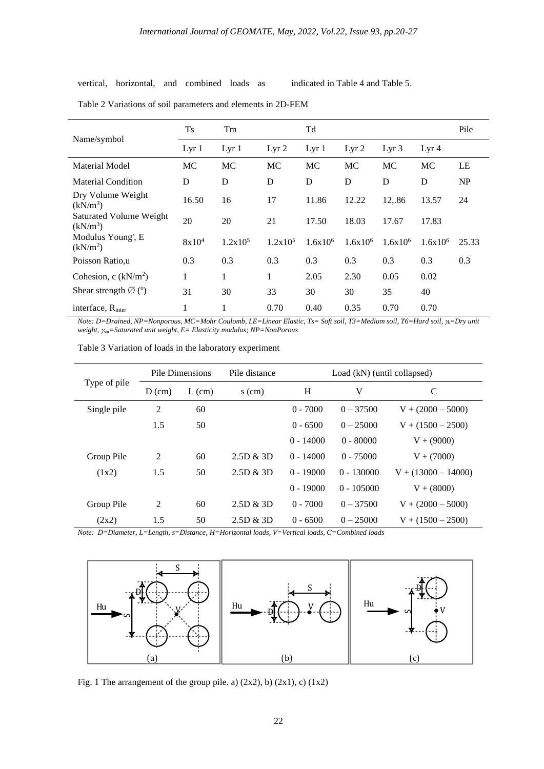vertical, horizontal, and combined loads as indicated in Table 4 and Table 5.

Table 2 Variations of soil parameters and elements in 2D-FEM

| Name/symbol | Ts | Tm | | Td | | | | Pile |
|---|---|---|---|---|---|---|---|---|
| | Lyr 1 | Lyr 1 | Lyr 2 | Lyr 1 | Lyr 2 | Lyr 3 | Lyr 4 | |
| Material Model | MC | MC | MC | MC | MC | MC | MC | LE |
| Material Condition | D | D | D | D | D | D | D | NP |
| Dry Volume Weight ($kN/m^3$) | 16.50 | 16 | 17 | 11.86 | 12.22 | 12,.86 | 13.57 | 24 |
| Saturated Volume Weight ($kN/m^3$) | 20 | 20 | 21 | 17.50 | 18.03 | 17.67 | 17.83 | |
| Modulus Young', E ($kN/m^2$) | $8x10^4$ | $1.2x10^5$ | $1.2x10^5$ | $1.6x10^6$ | $1.6x10^6$ | $1.6x10^6$ | $1.6x10^6$ | 25.33 |
| Poisson Ratio,u | 0.3 | 0.3 | 0.3 | 0.3 | 0.3 | 0.3 | 0.3 | 0.3 |
| Cohesion, c ($kN/m^2$) | 1 | 1 | 1 | 2.05 | 2.30 | 0.05 | 0.02 | |
| Shear strength $\varnothing$ ($^o$) | 31 | 30 | 33 | 30 | 30 | 35 | 40 | |
| interface, $R_{inter}$ | 1 | 1 | 0.70 | 0.40 | 0.35 | 0.70 | 0.70 | |

*Note: D=Drained, NP=Nonporous, MC=Mohr Coulomb, LE=Linear Elastic, Ts= Soft soil, T3=Medium soil, T6=Hard soil, $\gamma_k$=Dry unit weight, $\gamma_{sat}$=Saturated unit weight, E= Elasticity modulus; NP=NonPorous*

Table 3 Variation of loads in the laboratory experiment

| Type of pile | Pile Dimensions | | Pile distance | Load (kN) (until collapsed) | | |
|---|---|---|---|---|---|---|
| | D (cm) | L (cm) | s (cm) | H | V | C |
| Single pile | 2 | 60 | | 0 - 7000 | 0 – 37500 | V + (2000 – 5000) |
| | 1.5 | 50 | | 0 - 6500 | 0 – 25000 | V + (1500 – 2500) |
| | | | | 0 - 14000 | 0 - 80000 | V + (9000) |
| Group Pile | 2 | 60 | 2.5D & 3D | 0 - 14000 | 0 - 75000 | V + (7000) |
| (1x2) | 1.5 | 50 | 2.5D & 3D | 0 - 19000 | 0 - 130000 | V + (13000 – 14000) |
| | | | | 0 - 19000 | 0 - 105000 | V + (8000) |
| Group Pile | 2 | 60 | 2.5D & 3D | 0 - 7000 | 0 – 37500 | V + (2000 – 5000) |
| (2x2) | 1.5 | 50 | 2.5D & 3D | 0 - 6500 | 0 – 25000 | V + (1500 – 2500) |

*Note: D=Diameter, L=Length, s=Distance, H=Horizontal loads, V=Vertical loads, C=Combined loads*

Fig. 1 The arrangement of the group pile. a) (2x2), b) (2x1), c) (1x2)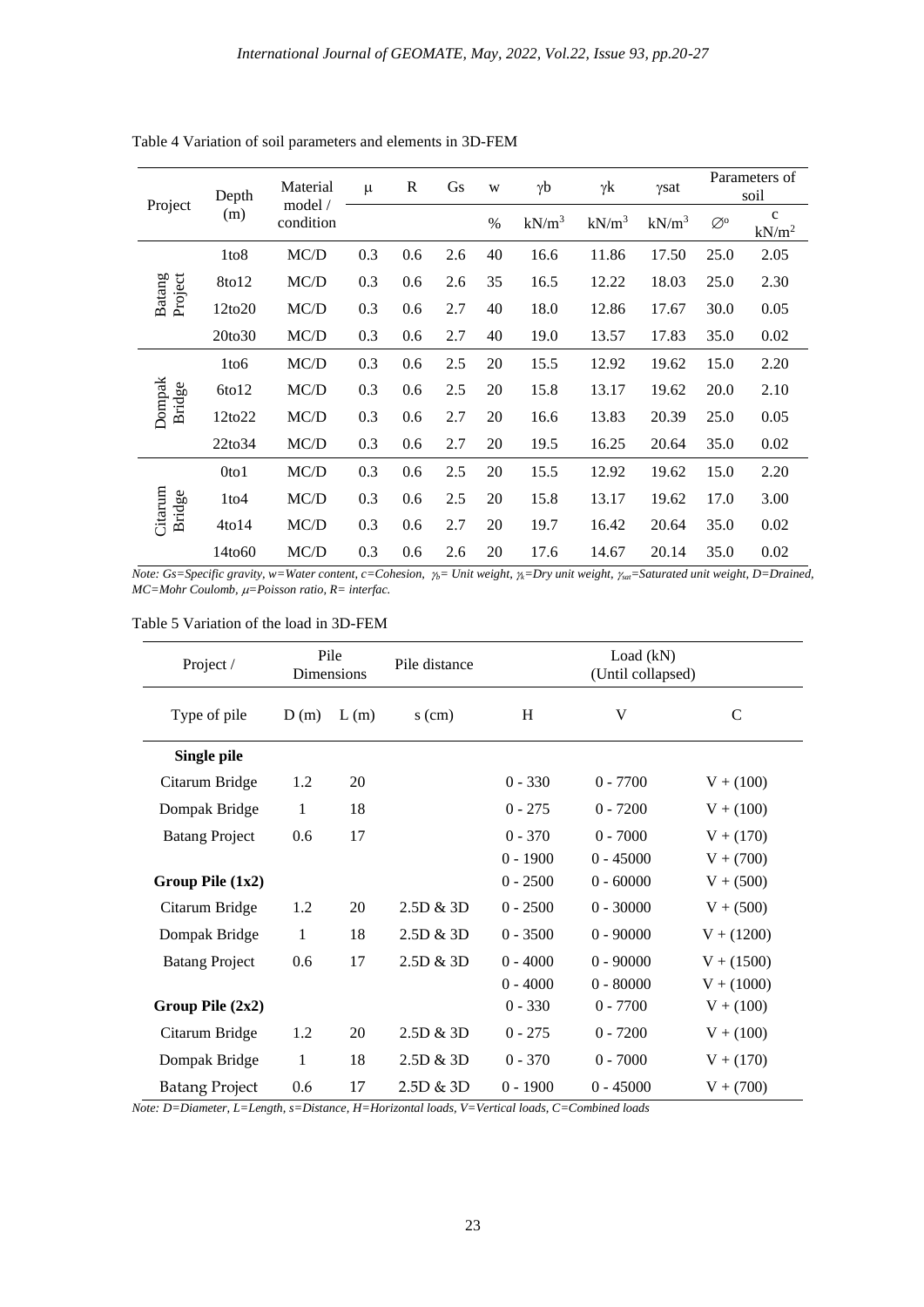Table 4 Variation of soil parameters and elements in 3D-FEM

| Project | Depth (m) | Material model / condition | μ | R | Gs | w | γb | γk | γsat | Parameters of soil | |
|---|---|---|---|---|---|---|---|---|---|---|---|
| | | | | | | % | kN/m$^3$ | kN/m$^3$ | kN/m$^3$ | ∅° | c kN/m$^2$ |
| Batang Project | 1to8 | MC/D | 0.3 | 0.6 | 2.6 | 40 | 16.6 | 11.86 | 17.50 | 25.0 | 2.05 |
| | 8to12 | MC/D | 0.3 | 0.6 | 2.6 | 35 | 16.5 | 12.22 | 18.03 | 25.0 | 2.30 |
| | 12to20 | MC/D | 0.3 | 0.6 | 2.7 | 40 | 18.0 | 12.86 | 17.67 | 30.0 | 0.05 |
| | 20to30 | MC/D | 0.3 | 0.6 | 2.7 | 40 | 19.0 | 13.57 | 17.83 | 35.0 | 0.02 |
| Dompak Bridge | 1to6 | MC/D | 0.3 | 0.6 | 2.5 | 20 | 15.5 | 12.92 | 19.62 | 15.0 | 2.20 |
| | 6to12 | MC/D | 0.3 | 0.6 | 2.5 | 20 | 15.8 | 13.17 | 19.62 | 20.0 | 2.10 |
| | 12to22 | MC/D | 0.3 | 0.6 | 2.7 | 20 | 16.6 | 13.83 | 20.39 | 25.0 | 0.05 |
| | 22to34 | MC/D | 0.3 | 0.6 | 2.7 | 20 | 19.5 | 16.25 | 20.64 | 35.0 | 0.02 |
| Citarum Bridge | 0to1 | MC/D | 0.3 | 0.6 | 2.5 | 20 | 15.5 | 12.92 | 19.62 | 15.0 | 2.20 |
| | 1to4 | MC/D | 0.3 | 0.6 | 2.5 | 20 | 15.8 | 13.17 | 19.62 | 17.0 | 3.00 |
| | 4to14 | MC/D | 0.3 | 0.6 | 2.7 | 20 | 19.7 | 16.42 | 20.64 | 35.0 | 0.02 |
| | 14to60 | MC/D | 0.3 | 0.6 | 2.6 | 20 | 17.6 | 14.67 | 20.14 | 35.0 | 0.02 |

*Note: Gs=Specific gravity, w=Water content, c=Cohesion, $\gamma_b$= Unit weight, $\gamma_k$=Dry unit weight, $\gamma_{sat}$=Saturated unit weight, D=Drained, MC=Mohr Coulomb, $\mu$=Poisson ratio, R= interfac.*

Table 5 Variation of the load in 3D-FEM

| Project / | Pile Dimensions | | Pile distance | Load (kN) (Until collapsed) | | |
|---|---|---|---|---|---|---|
| Type of pile | D (m) | L (m) | s (cm) | H | V | C |
| **Single pile** | | | | | | |
| Citarum Bridge | 1.2 | 20 | | 0 - 330 | 0 - 7700 | V + (100) |
| Dompak Bridge | 1 | 18 | | 0 - 275 | 0 - 7200 | V + (100) |
| Batang Project | 0.6 | 17 | | 0 - 370 | 0 - 7000 | V + (170) |
| | | | | 0 - 1900 | 0 - 45000 | V + (700) |
| **Group Pile (1x2)** | | | | 0 - 2500 | 0 - 60000 | V + (500) |
| Citarum Bridge | 1.2 | 20 | 2.5D & 3D | 0 - 2500 | 0 - 30000 | V + (500) |
| Dompak Bridge | 1 | 18 | 2.5D & 3D | 0 - 3500 | 0 - 90000 | V + (1200) |
| Batang Project | 0.6 | 17 | 2.5D & 3D | 0 - 4000 | 0 - 90000 | V + (1500) |
| | | | | 0 - 4000 | 0 - 80000 | V + (1000) |
| **Group Pile (2x2)** | | | | 0 - 330 | 0 - 7700 | V + (100) |
| Citarum Bridge | 1.2 | 20 | 2.5D & 3D | 0 - 275 | 0 - 7200 | V + (100) |
| Dompak Bridge | 1 | 18 | 2.5D & 3D | 0 - 370 | 0 - 7000 | V + (170) |
| Batang Project | 0.6 | 17 | 2.5D & 3D | 0 - 1900 | 0 - 45000 | V + (700) |

*Note: D=Diameter, L=Length, s=Distance, H=Horizontal loads, V=Vertical loads, C=Combined loads*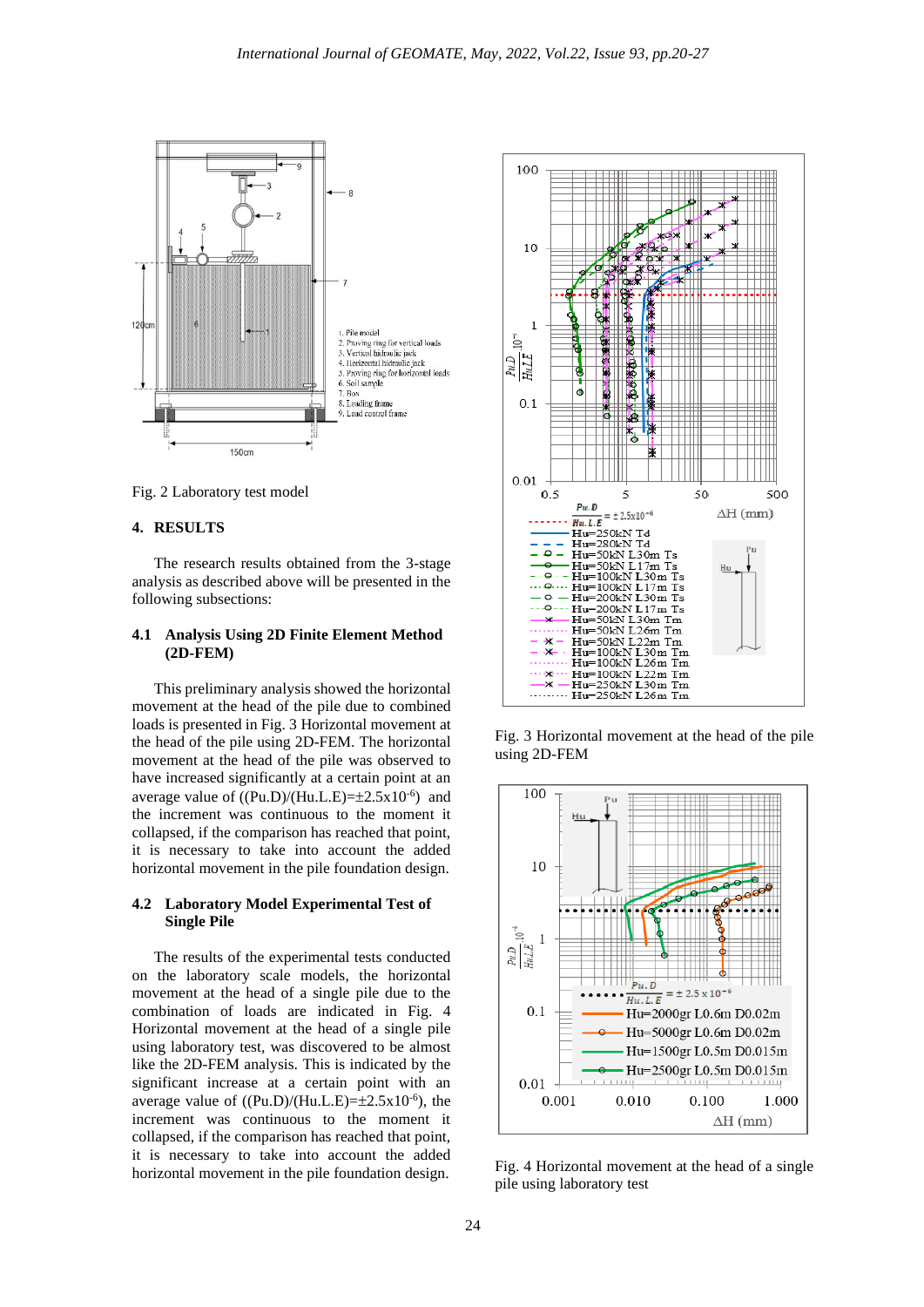Fig. 2 Laboratory test model

## 4. RESULTS

The research results obtained from the 3-stage analysis as described above will be presented in the following subsections:

### 4.1 Analysis Using 2D Finite Element Method (2D-FEM)

This preliminary analysis showed the horizontal movement at the head of the pile due to combined loads is presented in Fig. 3 Horizontal movement at the head of the pile using 2D-FEM. The horizontal movement at the head of the pile was observed to have increased significantly at a certain point at an average value of $((Pu.D)/(Hu.L.E) = \pm 2.5 \times 10^{-6})$ and the increment was continuous to the moment it collapsed, if the comparison has reached that point, it is necessary to take into account the added horizontal movement in the pile foundation design.

### 4.2 Laboratory Model Experimental Test of Single Pile

The results of the experimental tests conducted on the laboratory scale models, the horizontal movement at the head of a single pile due to the combination of loads are indicated in Fig. 4 Horizontal movement at the head of a single pile using laboratory test, was discovered to be almost like the 2D-FEM analysis. This is indicated by the significant increase at a certain point with an average value of $((Pu.D)/(Hu.L.E) = \pm 2.5 \times 10^{-6})$, the increment was continuous to the moment it collapsed, if the comparison has reached that point, it is necessary to take into account the added horizontal movement in the pile foundation design.

Fig. 3 Horizontal movement at the head of the pile using 2D-FEM

Fig. 4 Horizontal movement at the head of a single pile using laboratory test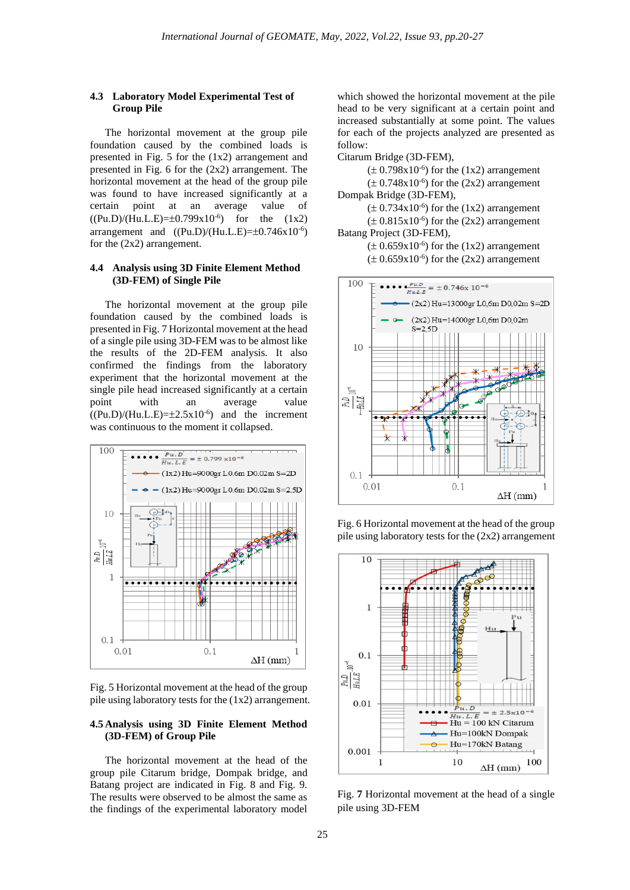### 4.3 Laboratory Model Experimental Test of Group Pile

The horizontal movement at the group pile foundation caused by the combined loads is presented in Fig. 5 for the (1x2) arrangement and presented in Fig. 6 for the (2x2) arrangement. The horizontal movement at the head of the group pile was found to have increased significantly at a certain point at an average value of $((Pu.D)/(Hu.L.E)=\pm0.799x10^{-6})$ for the (1x2) arrangement and $((Pu.D)/(Hu.L.E)=\pm0.746x10^{-6})$ for the (2x2) arrangement.

### 4.4 Analysis using 3D Finite Element Method (3D-FEM) of Single Pile

The horizontal movement at the group pile foundation caused by the combined loads is presented in Fig. 7 Horizontal movement at the head of a single pile using 3D-FEM was to be almost like the results of the 2D-FEM analysis. It also confirmed the findings from the laboratory experiment that the horizontal movement at the single pile head increased significantly at a certain point with an average value $((Pu.D)/(Hu.L.E)=\pm2.5x10^{-6})$ and the increment was continuous to the moment it collapsed.

Fig. 5 Horizontal movement at the head of the group pile using laboratory tests for the (1x2) arrangement.

### 4.5 Analysis using 3D Finite Element Method (3D-FEM) of Group Pile

The horizontal movement at the head of the group pile Citarum bridge, Dompak bridge, and Batang project are indicated in Fig. 8 and Fig. 9. The results were observed to be almost the same as the findings of the experimental laboratory model which showed the horizontal movement at the pile head to be very significant at a certain point and increased substantially at some point. The values for each of the projects analyzed are presented as follow:

Citarum Bridge (3D-FEM),
- $(\pm 0.798x10^{-6})$ for the (1x2) arrangement
- $(\pm 0.748x10^{-6})$ for the (2x2) arrangement

Dompak Bridge (3D-FEM),
- $(\pm 0.734x10^{-6})$ for the (1x2) arrangement
- $(\pm 0.815x10^{-6})$ for the (2x2) arrangement

Batang Project (3D-FEM),
- $(\pm 0.659x10^{-6})$ for the (1x2) arrangement
- $(\pm 0.659x10^{-6})$ for the (2x2) arrangement

Fig. 6 Horizontal movement at the head of the group pile using laboratory tests for the (2x2) arrangement

Fig. 7 Horizontal movement at the head of a single pile using 3D-FEM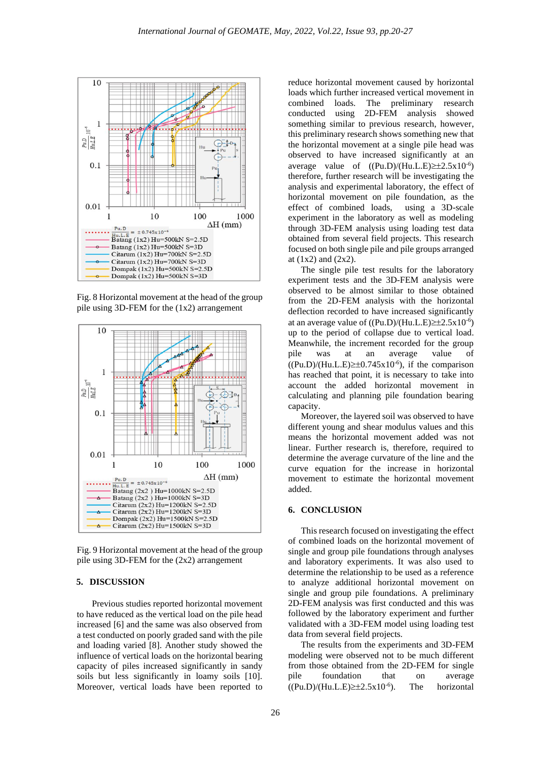Fig. 8 Horizontal movement at the head of the group pile using 3D-FEM for the (1x2) arrangement

Fig. 9 Horizontal movement at the head of the group pile using 3D-FEM for the (2x2) arrangement

## 5. DISCUSSION

Previous studies reported horizontal movement to have reduced as the vertical load on the pile head increased [6] and the same was also observed from a test conducted on poorly graded sand with the pile and loading varied [8]. Another study showed the influence of vertical loads on the horizontal bearing capacity of piles increased significantly in sandy soils but less significantly in loamy soils [10]. Moreover, vertical loads have been reported to reduce horizontal movement caused by horizontal loads which further increased vertical movement in combined loads. The preliminary research conducted using 2D-FEM analysis showed something similar to previous research, however, this preliminary research shows something new that the horizontal movement at a single pile head was observed to have increased significantly at an average value of ($(Pu.D)/(Hu.L.E) \geq \pm 2.5 \times 10^{-6}$) therefore, further research will be investigating the analysis and experimental laboratory, the effect of horizontal movement on pile foundation, as the effect of combined loads, using a 3D-scale experiment in the laboratory as well as modeling through 3D-FEM analysis using loading test data obtained from several field projects. This research focused on both single pile and pile groups arranged at (1x2) and (2x2).

The single pile test results for the laboratory experiment tests and the 3D-FEM analysis were observed to be almost similar to those obtained from the 2D-FEM analysis with the horizontal deflection recorded to have increased significantly at an average value of ($(Pu.D)/(Hu.L.E) \geq \pm 2.5 \times 10^{-6}$) up to the period of collapse due to vertical load. Meanwhile, the increment recorded for the group pile was at an average value of ($(Pu.D)/(Hu.L.E) \geq \pm 0.745 \times 10^{-6}$), if the comparison has reached that point, it is necessary to take into account the added horizontal movement in calculating and planning pile foundation bearing capacity.

Moreover, the layered soil was observed to have different young and shear modulus values and this means the horizontal movement added was not linear. Further research is, therefore, required to determine the average curvature of the line and the curve equation for the increase in horizontal movement to estimate the horizontal movement added.

## 6. CONCLUSION

This research focused on investigating the effect of combined loads on the horizontal movement of single and group pile foundations through analyses and laboratory experiments. It was also used to determine the relationship to be used as a reference to analyze additional horizontal movement on single and group pile foundations. A preliminary 2D-FEM analysis was first conducted and this was followed by the laboratory experiment and further validated with a 3D-FEM model using loading test data from several field projects.

The results from the experiments and 3D-FEM modeling were observed not to be much different from those obtained from the 2D-FEM for single pile foundation that on average ($(Pu.D)/(Hu.L.E) \geq \pm 2.5 \times 10^{-6}$). The horizontal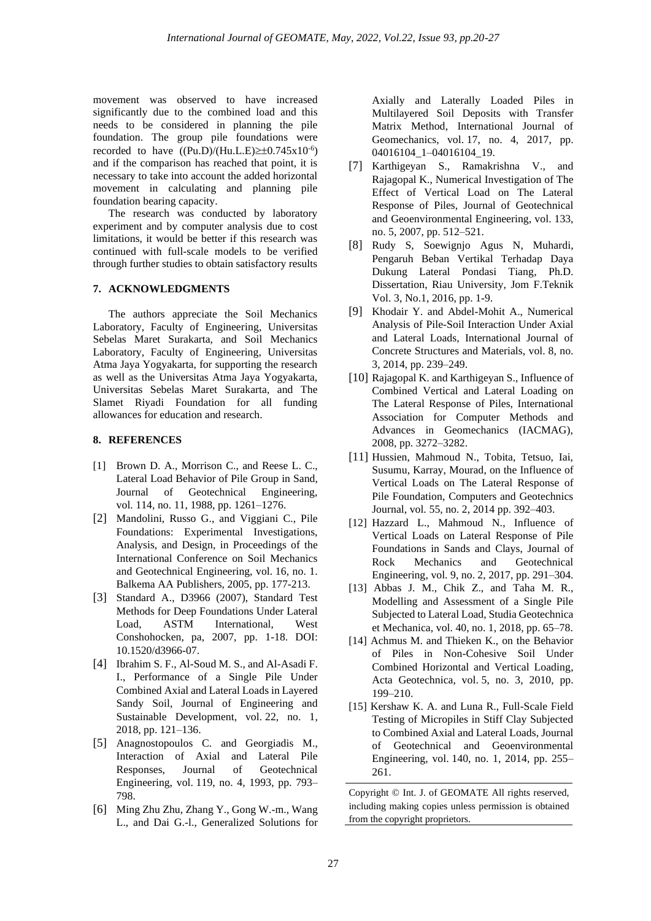movement was observed to have increased significantly due to the combined load and this needs to be considered in planning the pile foundation. The group pile foundations were recorded to have $((Pu.D)/(Hu.L.E) \geq \pm 0.745 \times 10^{-6})$ and if the comparison has reached that point, it is necessary to take into account the added horizontal movement in calculating and planning pile foundation bearing capacity.

The research was conducted by laboratory experiment and by computer analysis due to cost limitations, it would be better if this research was continued with full-scale models to be verified through further studies to obtain satisfactory results

## 7. ACKNOWLEDGMENTS

The authors appreciate the Soil Mechanics Laboratory, Faculty of Engineering, Universitas Sebelas Maret Surakarta, and Soil Mechanics Laboratory, Faculty of Engineering, Universitas Atma Jaya Yogyakarta, for supporting the research as well as the Universitas Atma Jaya Yogyakarta, Universitas Sebelas Maret Surakarta, and The Slamet Riyadi Foundation for all funding allowances for education and research.

## 8. REFERENCES

[1] Brown D. A., Morrison C., and Reese L. C., Lateral Load Behavior of Pile Group in Sand, Journal of Geotechnical Engineering, vol. 114, no. 11, 1988, pp. 1261–1276.

[2] Mandolini, Russo G., and Viggiani C., Pile Foundations: Experimental Investigations, Analysis, and Design, in Proceedings of the International Conference on Soil Mechanics and Geotechnical Engineering, vol. 16, no. 1. Balkema AA Publishers, 2005, pp. 177-213.

[3] Standard A., D3966 (2007), Standard Test Methods for Deep Foundations Under Lateral Load, ASTM International, West Conshohocken, pa, 2007, pp. 1-18. DOI: 10.1520/d3966-07.

[4] Ibrahim S. F., Al-Soud M. S., and Al-Asadi F. I., Performance of a Single Pile Under Combined Axial and Lateral Loads in Layered Sandy Soil, Journal of Engineering and Sustainable Development, vol. 22, no. 1, 2018, pp. 121–136.

[5] Anagnostopoulos C. and Georgiadis M., Interaction of Axial and Lateral Pile Responses, Journal of Geotechnical Engineering, vol. 119, no. 4, 1993, pp. 793–798.

[6] Ming Zhu Zhu, Zhang Y., Gong W.-m., Wang L., and Dai G.-l., Generalized Solutions for Axially and Laterally Loaded Piles in Multilayered Soil Deposits with Transfer Matrix Method, International Journal of Geomechanics, vol. 17, no. 4, 2017, pp. 04016104_1–04016104_19.

[7] Karthigeyan S., Ramakrishna V., and Rajagopal K., Numerical Investigation of The Effect of Vertical Load on The Lateral Response of Piles, Journal of Geotechnical and Geoenvironmental Engineering, vol. 133, no. 5, 2007, pp. 512–521.

[8] Rudy S, Soewignjo Agus N, Muhardi, Pengaruh Beban Vertikal Terhadap Daya Dukung Lateral Pondasi Tiang, Ph.D. Dissertation, Riau University, Jom F.Teknik Vol. 3, No.1, 2016, pp. 1-9.

[9] Khodair Y. and Abdel-Mohit A., Numerical Analysis of Pile-Soil Interaction Under Axial and Lateral Loads, International Journal of Concrete Structures and Materials, vol. 8, no. 3, 2014, pp. 239–249.

[10] Rajagopal K. and Karthigeyan S., Influence of Combined Vertical and Lateral Loading on The Lateral Response of Piles, International Association for Computer Methods and Advances in Geomechanics (IACMAG), 2008, pp. 3272–3282.

[11] Hussien, Mahmoud N., Tobita, Tetsuo, Iai, Susumu, Karray, Mourad, on the Influence of Vertical Loads on The Lateral Response of Pile Foundation, Computers and Geotechnics Journal, vol. 55, no. 2, 2014 pp. 392–403.

[12] Hazzard L., Mahmoud N., Influence of Vertical Loads on Lateral Response of Pile Foundations in Sands and Clays, Journal of Rock Mechanics and Geotechnical Engineering, vol. 9, no. 2, 2017, pp. 291–304.

[13] Abbas J. M., Chik Z., and Taha M. R., Modelling and Assessment of a Single Pile Subjected to Lateral Load, Studia Geotechnica et Mechanica, vol. 40, no. 1, 2018, pp. 65–78.

[14] Achmus M. and Thieken K., on the Behavior of Piles in Non-Cohesive Soil Under Combined Horizontal and Vertical Loading, Acta Geotechnica, vol. 5, no. 3, 2010, pp. 199–210.

[15] Kershaw K. A. and Luna R., Full-Scale Field Testing of Micropiles in Stiff Clay Subjected to Combined Axial and Lateral Loads, Journal of Geotechnical and Geoenvironmental Engineering, vol. 140, no. 1, 2014, pp. 255–261.

Copyright © Int. J. of GEOMATE All rights reserved, including making copies unless permission is obtained from the copyright proprietors.